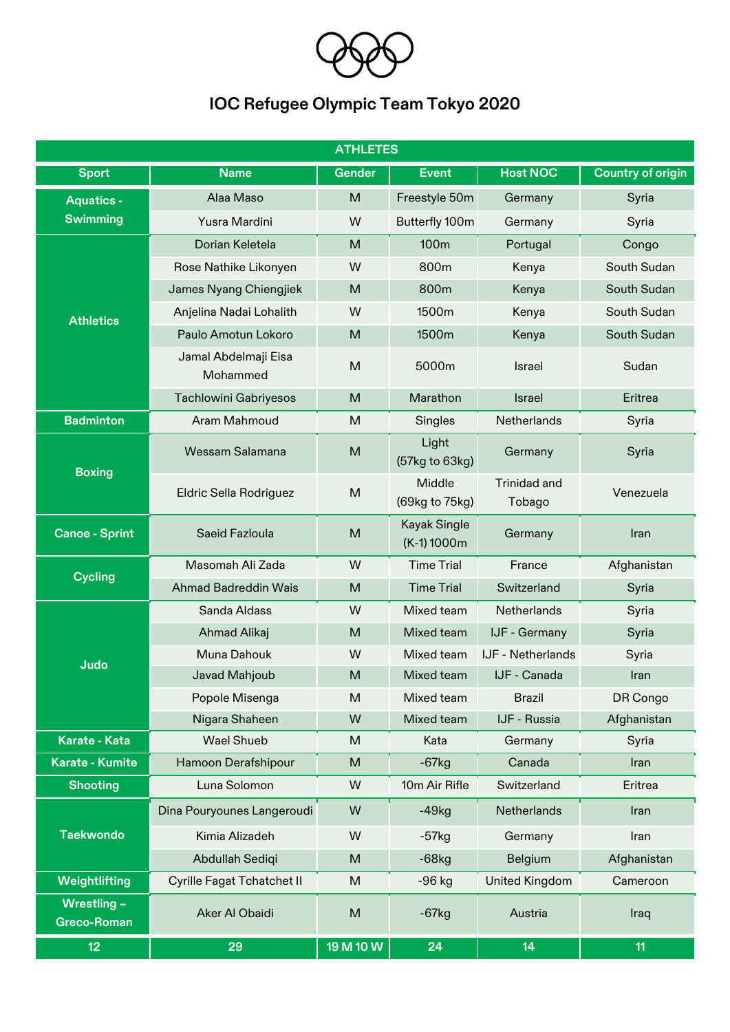# IOC Refugee Olympic Team Tokyo 2020

| ATHLETES | | | | | |
|---|---|---|---|---|---|
| **Sport** | **Name** | **Gender** | **Event** | **Host NOC** | **Country of origin** |
| **Aquatics - Swimming** | Alaa Maso | M | Freestyle 50m | Germany | Syria |
| | Yusra Mardini | W | Butterfly 100m | Germany | Syria |
| **Athletics** | Dorian Keletela | M | 100m | Portugal | Congo |
| | Rose Nathike Likonyen | W | 800m | Kenya | South Sudan |
| | James Nyang Chiengjiek | M | 800m | Kenya | South Sudan |
| | Anjelina Nadai Lohalith | W | 1500m | Kenya | South Sudan |
| | Paulo Amotun Lokoro | M | 1500m | Kenya | South Sudan |
| | Jamal Abdelmaji Eisa Mohammed | M | 5000m | Israel | Sudan |
| | Tachlowini Gabriyesos | M | Marathon | Israel | Eritrea |
| **Badminton** | Aram Mahmoud | M | Singles | Netherlands | Syria |
| **Boxing** | Wessam Salamana | M | Light (57kg to 63kg) | Germany | Syria |
| | Eldric Sella Rodriguez | M | Middle (69kg to 75kg) | Trinidad and Tobago | Venezuela |
| **Canoe - Sprint** | Saeid Fazloula | M | Kayak Single (K-1) 1000m | Germany | Iran |
| **Cycling** | Masomah Ali Zada | W | Time Trial | France | Afghanistan |
| | Ahmad Badreddin Wais | M | Time Trial | Switzerland | Syria |
| **Judo** | Sanda Aldass | W | Mixed team | Netherlands | Syria |
| | Ahmad Alikaj | M | Mixed team | IJF - Germany | Syria |
| | Muna Dahouk | W | Mixed team | IJF - Netherlands | Syria |
| | Javad Mahjoub | M | Mixed team | IJF - Canada | Iran |
| | Popole Misenga | M | Mixed team | Brazil | DR Congo |
| | Nigara Shaheen | W | Mixed team | IJF - Russia | Afghanistan |
| **Karate - Kata** | Wael Shueb | M | Kata | Germany | Syria |
| **Karate - Kumite** | Hamoon Derafshipour | M | -67kg | Canada | Iran |
| **Shooting** | Luna Solomon | W | 10m Air Rifle | Switzerland | Eritrea |
| **Taekwondo** | Dina Pouryounes Langeroudi | W | -49kg | Netherlands | Iran |
| | Kimia Alizadeh | W | -57kg | Germany | Iran |
| | Abdullah Sediqi | M | -68kg | Belgium | Afghanistan |
| **Weightlifting** | Cyrille Fagat Tchatchet II | M | -96 kg | United Kingdom | Cameroon |
| **Wrestling – Greco-Roman** | Aker Al Obaidi | M | -67kg | Austria | Iraq |
| **12** | **29** | **19 M 10 W** | **24** | **14** | **11** |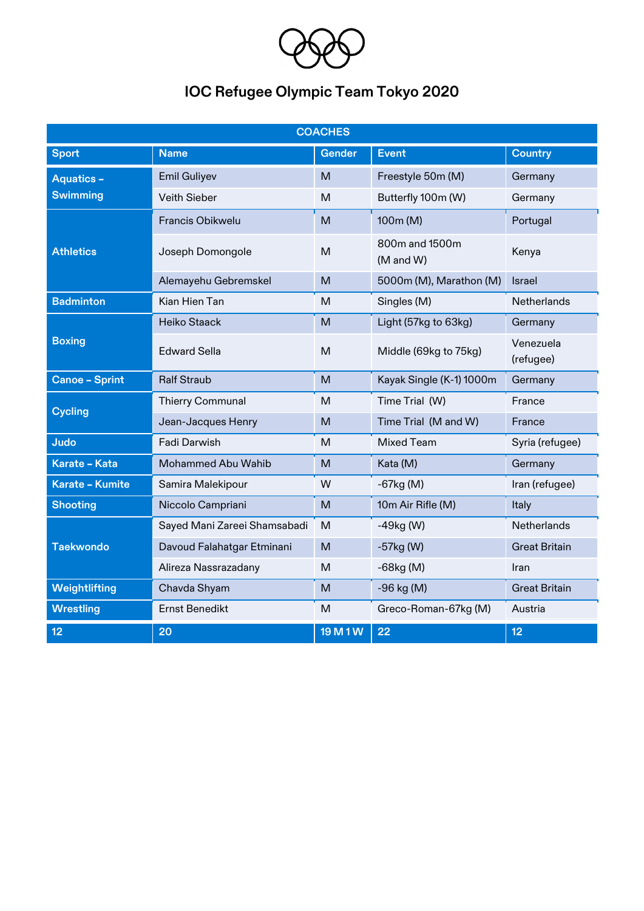# IOC Refugee Olympic Team Tokyo 2020

| COACHES | | | | |
|---|---|---|---|---|
| **Sport** | **Name** | **Gender** | **Event** | **Country** |
| **Aquatics – Swimming** | Emil Guliyev | M | Freestyle 50m (M) | Germany |
| | Veith Sieber | M | Butterfly 100m (W) | Germany |
| **Athletics** | Francis Obikwelu | M | 100m (M) | Portugal |
| | Joseph Domongole | M | 800m and 1500m (M and W) | Kenya |
| | Alemayehu Gebremskel | M | 5000m (M), Marathon (M) | Israel |
| **Badminton** | Kian Hien Tan | M | Singles (M) | Netherlands |
| **Boxing** | Heiko Staack | M | Light (57kg to 63kg) | Germany |
| | Edward Sella | M | Middle (69kg to 75kg) | Venezuela (refugee) |
| **Canoe – Sprint** | Ralf Straub | M | Kayak Single (K-1) 1000m | Germany |
| **Cycling** | Thierry Communal | M | Time Trial (W) | France |
| | Jean-Jacques Henry | M | Time Trial (M and W) | France |
| **Judo** | Fadi Darwish | M | Mixed Team | Syria (refugee) |
| **Karate – Kata** | Mohammed Abu Wahib | M | Kata (M) | Germany |
| **Karate – Kumite** | Samira Malekipour | W | -67kg (M) | Iran (refugee) |
| **Shooting** | Niccolo Campriani | M | 10m Air Rifle (M) | Italy |
| **Taekwondo** | Sayed Mani Zareei Shamsabadi | M | -49kg (W) | Netherlands |
| | Davoud Falahatgar Etminani | M | -57kg (W) | Great Britain |
| | Alireza Nassrazadany | M | -68kg (M) | Iran |
| **Weightlifting** | Chavda Shyam | M | -96 kg (M) | Great Britain |
| **Wrestling** | Ernst Benedikt | M | Greco-Roman-67kg (M) | Austria |
| **12** | **20** | **19 M 1 W** | **22** | **12** |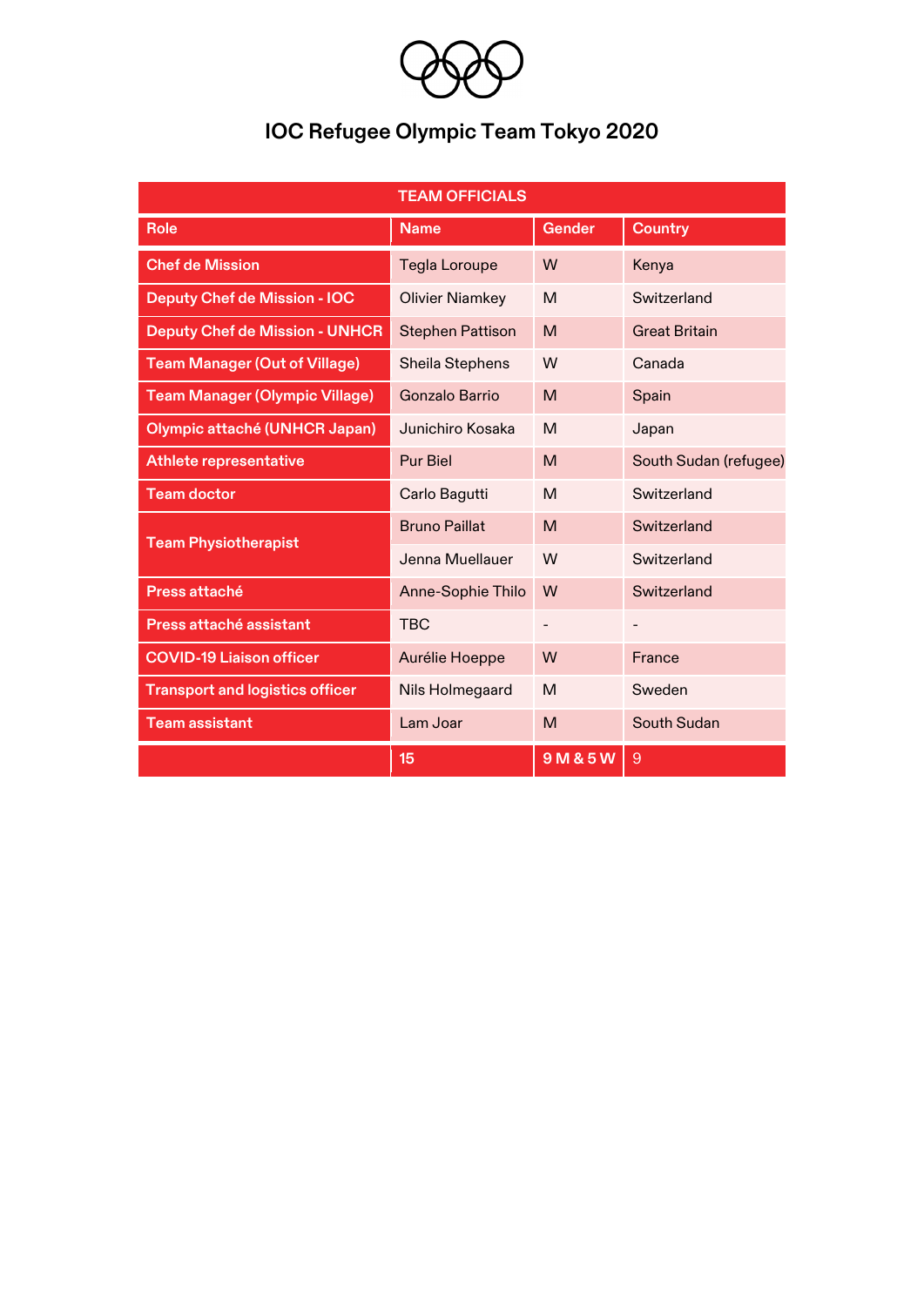# IOC Refugee Olympic Team Tokyo 2020

| TEAM OFFICIALS | | | |
|---|---|---|---|
| **Role** | **Name** | **Gender** | **Country** |
| **Chef de Mission** | Tegla Loroupe | W | Kenya |
| **Deputy Chef de Mission - IOC** | Olivier Niamkey | M | Switzerland |
| **Deputy Chef de Mission - UNHCR** | Stephen Pattison | M | Great Britain |
| **Team Manager (Out of Village)** | Sheila Stephens | W | Canada |
| **Team Manager (Olympic Village)** | Gonzalo Barrio | M | Spain |
| **Olympic attaché (UNHCR Japan)** | Junichiro Kosaka | M | Japan |
| **Athlete representative** | Pur Biel | M | South Sudan (refugee) |
| **Team doctor** | Carlo Bagutti | M | Switzerland |
| **Team Physiotherapist** | Bruno Paillat | M | Switzerland |
| | Jenna Muellauer | W | Switzerland |
| **Press attaché** | Anne-Sophie Thilo | W | Switzerland |
| **Press attaché assistant** | TBC | - | - |
| **COVID-19 Liaison officer** | Aurélie Hoeppe | W | France |
| **Transport and logistics officer** | Nils Holmegaard | M | Sweden |
| **Team assistant** | Lam Joar | M | South Sudan |
| | **15** | **9 M & 5 W** | 9 |